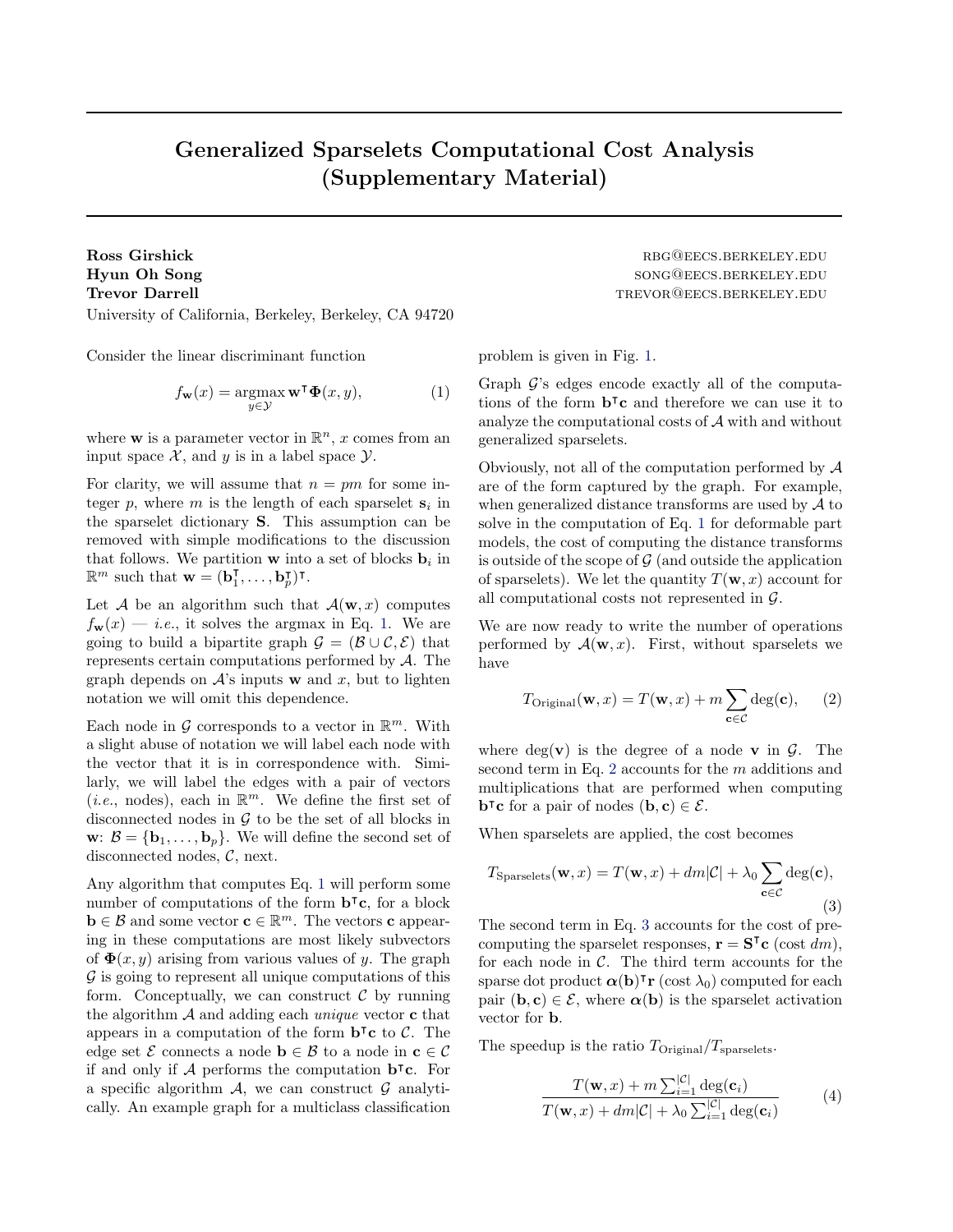# Generalized Sparselets Computational Cost Analysis (Supplementary Material)

**Ross Girshick** rbg@eecs.berkeley.edu
**Hyun Oh Song** song@eecs.berkeley.edu
**Trevor Darrell** trevor@eecs.berkeley.edu
University of California, Berkeley, Berkeley, CA 94720

Consider the linear discriminant function

$$f_{\mathbf{w}}(x) = \underset{y \in \mathcal{Y}}{\operatorname{argmax}}\, \mathbf{w}^{\intercal} \mathbf{\Phi}(x, y), \tag{1}$$

where $\mathbf{w}$ is a parameter vector in $\mathbb{R}^n$, $x$ comes from an input space $\mathcal{X}$, and $y$ is in a label space $\mathcal{Y}$.

For clarity, we will assume that $n = pm$ for some integer $p$, where $m$ is the length of each sparselet $\mathbf{s}_i$ in the sparselet dictionary $\mathbf{S}$. This assumption can be removed with simple modifications to the discussion that follows. We partition $\mathbf{w}$ into a set of blocks $\mathbf{b}_i$ in $\mathbb{R}^m$ such that $\mathbf{w} = (\mathbf{b}_1^{\intercal}, \ldots, \mathbf{b}_p^{\intercal})^{\intercal}$.

Let $\mathcal{A}$ be an algorithm such that $\mathcal{A}(\mathbf{w}, x)$ computes $f_{\mathbf{w}}(x)$ — *i.e.*, it solves the argmax in Eq. 1. We are going to build a bipartite graph $\mathcal{G} = (\mathcal{B} \cup \mathcal{C}, \mathcal{E})$ that represents certain computations performed by $\mathcal{A}$. The graph depends on $\mathcal{A}$'s inputs $\mathbf{w}$ and $x$, but to lighten notation we will omit this dependence.

Each node in $\mathcal{G}$ corresponds to a vector in $\mathbb{R}^m$. With a slight abuse of notation we will label each node with the vector that it is in correspondence with. Similarly, we will label the edges with a pair of vectors (*i.e.*, nodes), each in $\mathbb{R}^m$. We define the first set of disconnected nodes in $\mathcal{G}$ to be the set of all blocks in $\mathbf{w}$: $\mathcal{B} = \{\mathbf{b}_1, \ldots, \mathbf{b}_p\}$. We will define the second set of disconnected nodes, $\mathcal{C}$, next.

Any algorithm that computes Eq. 1 will perform some number of computations of the form $\mathbf{b}^{\intercal}\mathbf{c}$, for a block $\mathbf{b} \in \mathcal{B}$ and some vector $\mathbf{c} \in \mathbb{R}^m$. The vectors $\mathbf{c}$ appearing in these computations are most likely subvectors of $\mathbf{\Phi}(x, y)$ arising from various values of $y$. The graph $\mathcal{G}$ is going to represent all unique computations of this form. Conceptually, we can construct $\mathcal{C}$ by running the algorithm $\mathcal{A}$ and adding each *unique* vector $\mathbf{c}$ that appears in a computation of the form $\mathbf{b}^{\intercal}\mathbf{c}$ to $\mathcal{C}$. The edge set $\mathcal{E}$ connects a node $\mathbf{b} \in \mathcal{B}$ to a node in $\mathbf{c} \in \mathcal{C}$ if and only if $\mathcal{A}$ performs the computation $\mathbf{b}^{\intercal}\mathbf{c}$. For a specific algorithm $\mathcal{A}$, we can construct $\mathcal{G}$ analytically. An example graph for a multiclass classification problem is given in Fig. 1.

Graph $\mathcal{G}$'s edges encode exactly all of the computations of the form $\mathbf{b}^{\intercal}\mathbf{c}$ and therefore we can use it to analyze the computational costs of $\mathcal{A}$ with and without generalized sparselets.

Obviously, not all of the computation performed by $\mathcal{A}$ are of the form captured by the graph. For example, when generalized distance transforms are used by $\mathcal{A}$ to solve in the computation of Eq. 1 for deformable part models, the cost of computing the distance transforms is outside of the scope of $\mathcal{G}$ (and outside the application of sparselets). We let the quantity $T(\mathbf{w}, x)$ account for all computational costs not represented in $\mathcal{G}$.

We are now ready to write the number of operations performed by $\mathcal{A}(\mathbf{w}, x)$. First, without sparselets we have

$$T_{\text{Original}}(\mathbf{w}, x) = T(\mathbf{w}, x) + m \sum_{\mathbf{c} \in \mathcal{C}} \deg(\mathbf{c}), \tag{2}$$

where $\deg(\mathbf{v})$ is the degree of a node $\mathbf{v}$ in $\mathcal{G}$. The second term in Eq. 2 accounts for the $m$ additions and multiplications that are performed when computing $\mathbf{b}^{\intercal}\mathbf{c}$ for a pair of nodes $(\mathbf{b}, \mathbf{c}) \in \mathcal{E}$.

When sparselets are applied, the cost becomes

$$T_{\text{Sparselets}}(\mathbf{w}, x) = T(\mathbf{w}, x) + dm|\mathcal{C}| + \lambda_0 \sum_{\mathbf{c} \in \mathcal{C}} \deg(\mathbf{c}), \tag{3}$$

The second term in Eq. 3 accounts for the cost of precomputing the sparselet responses, $\mathbf{r} = \mathbf{S}^{\intercal}\mathbf{c}$ (cost $dm$), for each node in $\mathcal{C}$. The third term accounts for the sparse dot product $\boldsymbol{\alpha}(\mathbf{b})^{\intercal}\mathbf{r}$ (cost $\lambda_0$) computed for each pair $(\mathbf{b}, \mathbf{c}) \in \mathcal{E}$, where $\boldsymbol{\alpha}(\mathbf{b})$ is the sparselet activation vector for $\mathbf{b}$.

The speedup is the ratio $T_{\text{Original}}/T_{\text{sparselets}}$.

$$\frac{T(\mathbf{w}, x) + m \sum_{i=1}^{|\mathcal{C}|} \deg(\mathbf{c}_i)}{T(\mathbf{w}, x) + dm|\mathcal{C}| + \lambda_0 \sum_{i=1}^{|\mathcal{C}|} \deg(\mathbf{c}_i)} \tag{4}$$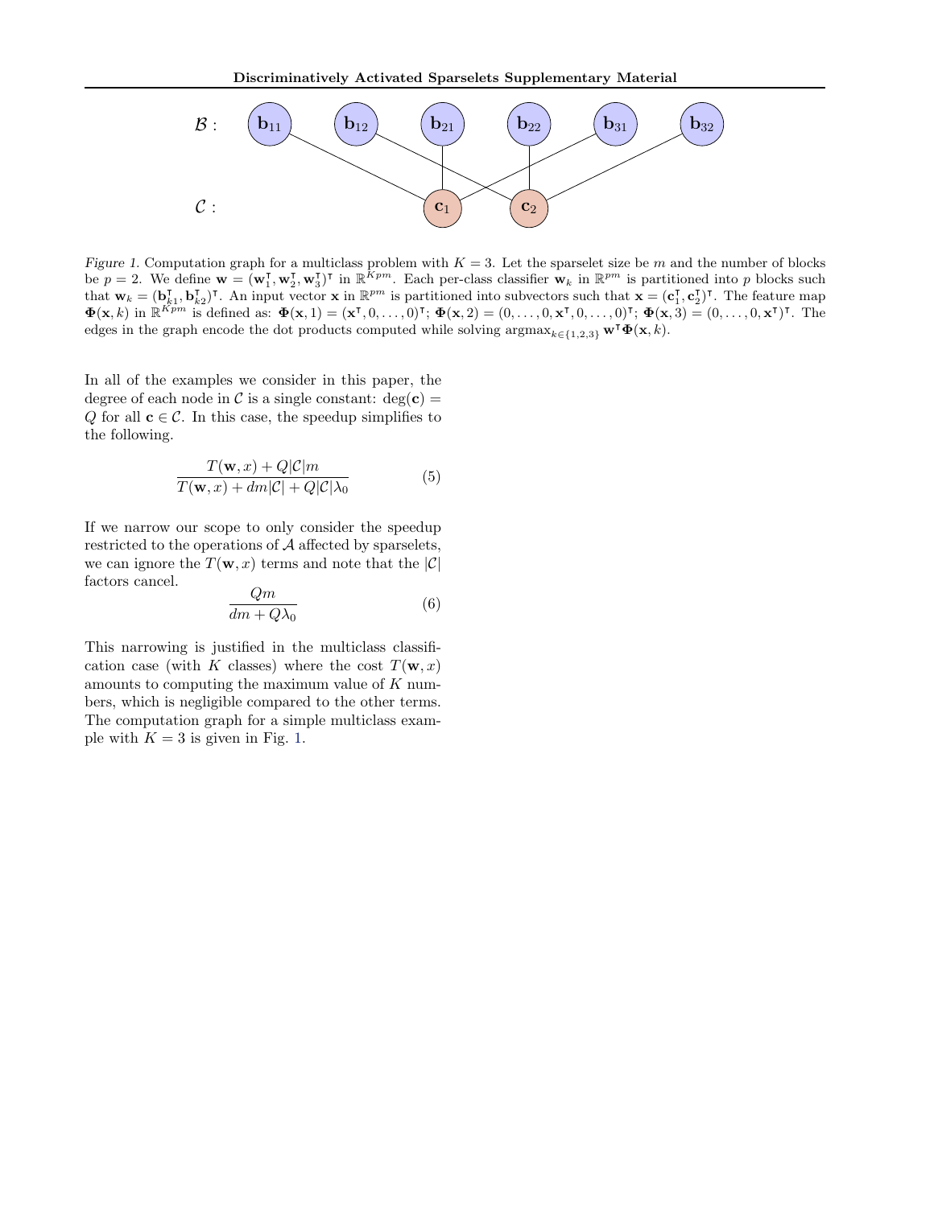$\mathcal{B}$ :

$\mathbf{b}_{11}$ $\mathbf{b}_{12}$ $\mathbf{b}_{21}$ $\mathbf{b}_{22}$ $\mathbf{b}_{31}$ $\mathbf{b}_{32}$

$\mathcal{C}$ :

$\mathbf{c}_1$ $\mathbf{c}_2$

*Figure 1.* Computation graph for a multiclass problem with $K = 3$. Let the sparselet size be $m$ and the number of blocks be $p = 2$. We define $\mathbf{w} = (\mathbf{w}_1^\intercal, \mathbf{w}_2^\intercal, \mathbf{w}_3^\intercal)^\intercal$ in $\mathbb{R}^{Kpm}$. Each per-class classifier $\mathbf{w}_k$ in $\mathbb{R}^{pm}$ is partitioned into $p$ blocks such that $\mathbf{w}_k = (\mathbf{b}_{k1}^\intercal, \mathbf{b}_{k2}^\intercal)^\intercal$. An input vector $\mathbf{x}$ in $\mathbb{R}^{pm}$ is partitioned into subvectors such that $\mathbf{x} = (\mathbf{c}_1^\intercal, \mathbf{c}_2^\intercal)^\intercal$. The feature map $\mathbf{\Phi}(\mathbf{x}, k)$ in $\mathbb{R}^{Kpm}$ is defined as: $\mathbf{\Phi}(\mathbf{x}, 1) = (\mathbf{x}^\intercal, 0, \ldots, 0)^\intercal$; $\mathbf{\Phi}(\mathbf{x}, 2) = (0, \ldots, 0, \mathbf{x}^\intercal, 0, \ldots, 0)^\intercal$; $\mathbf{\Phi}(\mathbf{x}, 3) = (0, \ldots, 0, \mathbf{x}^\intercal)^\intercal$. The edges in the graph encode the dot products computed while solving $\text{argmax}_{k \in \{1,2,3\}} \mathbf{w}^\intercal \mathbf{\Phi}(\mathbf{x}, k)$.

In all of the examples we consider in this paper, the degree of each node in $\mathcal{C}$ is a single constant: $\deg(\mathbf{c}) = Q$ for all $\mathbf{c} \in \mathcal{C}$. In this case, the speedup simplifies to the following.

$$\frac{T(\mathbf{w}, x) + Q|\mathcal{C}|m}{T(\mathbf{w}, x) + dm|\mathcal{C}| + Q|\mathcal{C}|\lambda_0} \tag{5}$$

If we narrow our scope to only consider the speedup restricted to the operations of $\mathcal{A}$ affected by sparselets, we can ignore the $T(\mathbf{w}, x)$ terms and note that the $|\mathcal{C}|$ factors cancel.

$$\frac{Qm}{dm + Q\lambda_0} \tag{6}$$

This narrowing is justified in the multiclass classification case (with $K$ classes) where the cost $T(\mathbf{w}, x)$ amounts to computing the maximum value of $K$ numbers, which is negligible compared to the other terms. The computation graph for a simple multiclass example with $K = 3$ is given in Fig. 1.